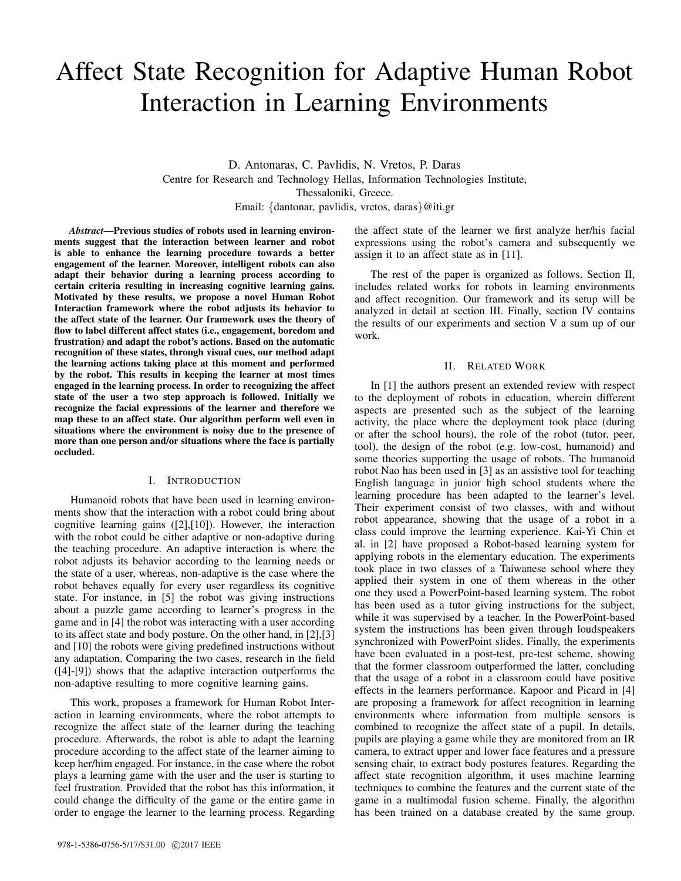# Affect State Recognition for Adaptive Human Robot Interaction in Learning Environments

D. Antonaras, C. Pavlidis, N. Vretos, P. Daras
Centre for Research and Technology Hellas, Information Technologies Institute,
Thessaloniki, Greece.
Email: {dantonar, pavlidis, vretos, daras}@iti.gr

***Abstract*—Previous studies of robots used in learning environments suggest that the interaction between learner and robot is able to enhance the learning procedure towards a better engagement of the learner. Moreover, intelligent robots can also adapt their behavior during a learning process according to certain criteria resulting in increasing cognitive learning gains. Motivated by these results, we propose a novel Human Robot Interaction framework where the robot adjusts its behavior to the affect state of the learner. Our framework uses the theory of flow to label different affect states (i.e., engagement, boredom and frustration) and adapt the robot's actions. Based on the automatic recognition of these states, through visual cues, our method adapt the learning actions taking place at this moment and performed by the robot. This results in keeping the learner at most times engaged in the learning process. In order to recognizing the affect state of the user a two step approach is followed. Initially we recognize the facial expressions of the learner and therefore we map these to an affect state. Our algorithm perform well even in situations where the environment is noisy due to the presence of more than one person and/or situations where the face is partially occluded.**

## I. Introduction

Humanoid robots that have been used in learning environments show that the interaction with a robot could bring about cognitive learning gains ([2],[10]). However, the interaction with the robot could be either adaptive or non-adaptive during the teaching procedure. An adaptive interaction is where the robot adjusts its behavior according to the learning needs or the state of a user, whereas, non-adaptive is the case where the robot behaves equally for every user regardless its cognitive state. For instance, in [5] the robot was giving instructions about a puzzle game according to learner's progress in the game and in [4] the robot was interacting with a user according to its affect state and body posture. On the other hand, in [2],[3] and [10] the robots were giving predefined instructions without any adaptation. Comparing the two cases, research in the field ([4]-[9]) shows that the adaptive interaction outperforms the non-adaptive resulting to more cognitive learning gains.

This work, proposes a framework for Human Robot Interaction in learning environments, where the robot attempts to recognize the affect state of the learner during the teaching procedure. Afterwards, the robot is able to adapt the learning procedure according to the affect state of the learner aiming to keep her/him engaged. For instance, in the case where the robot plays a learning game with the user and the user is starting to feel frustration. Provided that the robot has this information, it could change the difficulty of the game or the entire game in order to engage the learner to the learning process. Regarding the affect state of the learner we first analyze her/his facial expressions using the robot's camera and subsequently we assign it to an affect state as in [11].

The rest of the paper is organized as follows. Section II, includes related works for robots in learning environments and affect recognition. Our framework and its setup will be analyzed in detail at section III. Finally, section IV contains the results of our experiments and section V a sum up of our work.

## II. Related Work

In [1] the authors present an extended review with respect to the deployment of robots in education, wherein different aspects are presented such as the subject of the learning activity, the place where the deployment took place (during or after the school hours), the role of the robot (tutor, peer, tool), the design of the robot (e.g. low-cost, humanoid) and some theories supporting the usage of robots. The humanoid robot Nao has been used in [3] as an assistive tool for teaching English language in junior high school students where the learning procedure has been adapted to the learner's level. Their experiment consist of two classes, with and without robot appearance, showing that the usage of a robot in a class could improve the learning experience. Kai-Yi Chin et al. in [2] have proposed a Robot-based learning system for applying robots in the elementary education. The experiments took place in two classes of a Taiwanese school where they applied their system in one of them whereas in the other one they used a PowerPoint-based learning system. The robot has been used as a tutor giving instructions for the subject, while it was supervised by a teacher. In the PowerPoint-based system the instructions has been given through loudspeakers synchronized with PowerPoint slides. Finally, the experiments have been evaluated in a post-test, pre-test scheme, showing that the former classroom outperformed the latter, concluding that the usage of a robot in a classroom could have positive effects in the learners performance. Kapoor and Picard in [4] are proposing a framework for affect recognition in learning environments where information from multiple sensors is combined to recognize the affect state of a pupil. In details, pupils are playing a game while they are monitored from an IR camera, to extract upper and lower face features and a pressure sensing chair, to extract body postures features. Regarding the affect state recognition algorithm, it uses machine learning techniques to combine the features and the current state of the game in a multimodal fusion scheme. Finally, the algorithm has been trained on a database created by the same group.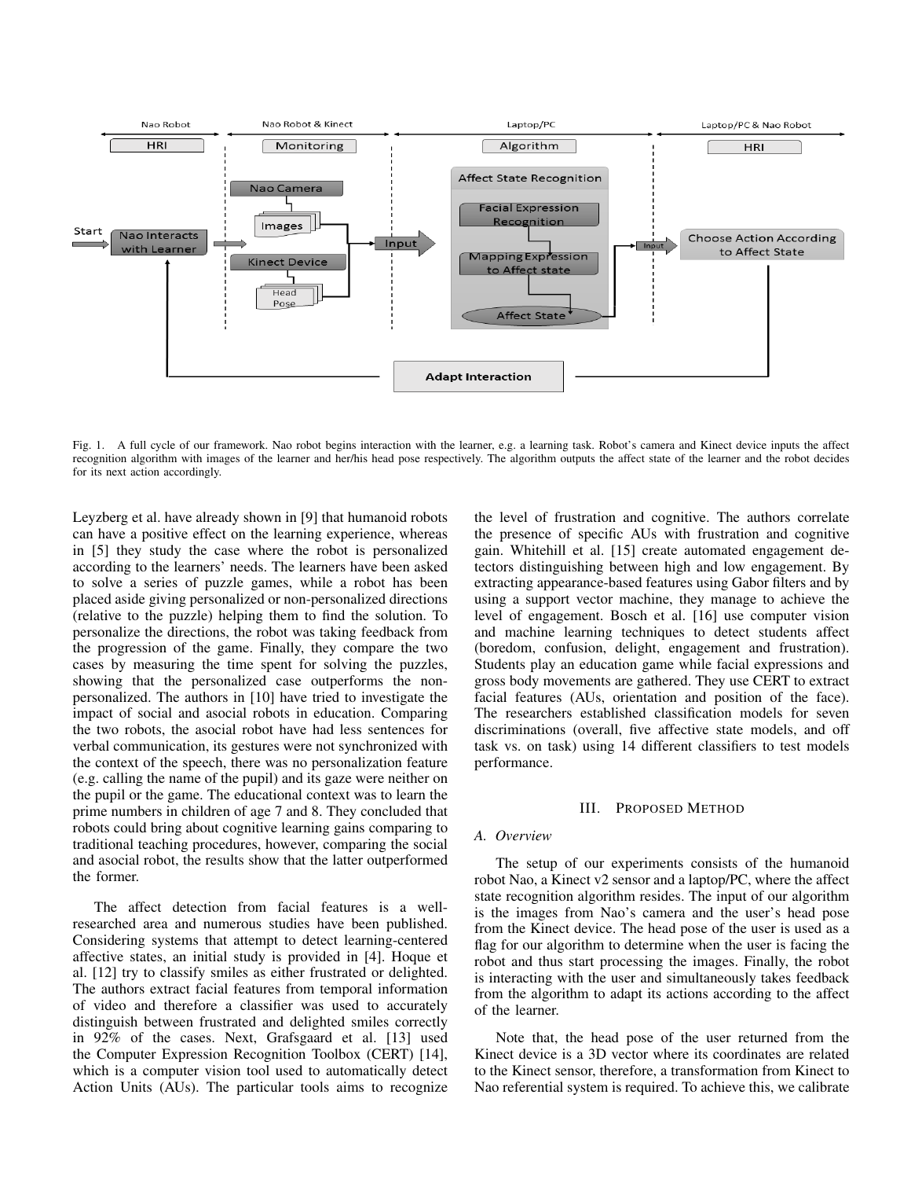Fig. 1. A full cycle of our framework. Nao robot begins interaction with the learner, e.g. a learning task. Robot's camera and Kinect device inputs the affect recognition algorithm with images of the learner and her/his head pose respectively. The algorithm outputs the affect state of the learner and the robot decides for its next action accordingly.

Leyzberg et al. have already shown in [9] that humanoid robots can have a positive effect on the learning experience, whereas in [5] they study the case where the robot is personalized according to the learners' needs. The learners have been asked to solve a series of puzzle games, while a robot has been placed aside giving personalized or non-personalized directions (relative to the puzzle) helping them to find the solution. To personalize the directions, the robot was taking feedback from the progression of the game. Finally, they compare the two cases by measuring the time spent for solving the puzzles, showing that the personalized case outperforms the non-personalized. The authors in [10] have tried to investigate the impact of social and asocial robots in education. Comparing the two robots, the asocial robot have had less sentences for verbal communication, its gestures were not synchronized with the context of the speech, there was no personalization feature (e.g. calling the name of the pupil) and its gaze were neither on the pupil or the game. The educational context was to learn the prime numbers in children of age 7 and 8. They concluded that robots could bring about cognitive learning gains comparing to traditional teaching procedures, however, comparing the social and asocial robot, the results show that the latter outperformed the former.

The affect detection from facial features is a well-researched area and numerous studies have been published. Considering systems that attempt to detect learning-centered affective states, an initial study is provided in [4]. Hoque et al. [12] try to classify smiles as either frustrated or delighted. The authors extract facial features from temporal information of video and therefore a classifier was used to accurately distinguish between frustrated and delighted smiles correctly in 92% of the cases. Next, Grafsgaard et al. [13] used the Computer Expression Recognition Toolbox (CERT) [14], which is a computer vision tool used to automatically detect Action Units (AUs). The particular tools aims to recognize the level of frustration and cognitive. The authors correlate the presence of specific AUs with frustration and cognitive gain. Whitehill et al. [15] create automated engagement detectors distinguishing between high and low engagement. By extracting appearance-based features using Gabor filters and by using a support vector machine, they manage to achieve the level of engagement. Bosch et al. [16] use computer vision and machine learning techniques to detect students affect (boredom, confusion, delight, engagement and frustration). Students play an education game while facial expressions and gross body movements are gathered. They use CERT to extract facial features (AUs, orientation and position of the face). The researchers established classification models for seven discriminations (overall, five affective state models, and off task vs. on task) using 14 different classifiers to test models performance.

## III. Proposed Method

### A. Overview

The setup of our experiments consists of the humanoid robot Nao, a Kinect v2 sensor and a laptop/PC, where the affect state recognition algorithm resides. The input of our algorithm is the images from Nao's camera and the user's head pose from the Kinect device. The head pose of the user is used as a flag for our algorithm to determine when the user is facing the robot and thus start processing the images. Finally, the robot is interacting with the user and simultaneously takes feedback from the algorithm to adapt its actions according to the affect of the learner.

Note that, the head pose of the user returned from the Kinect device is a 3D vector where its coordinates are related to the Kinect sensor, therefore, a transformation from Kinect to Nao referential system is required. To achieve this, we calibrate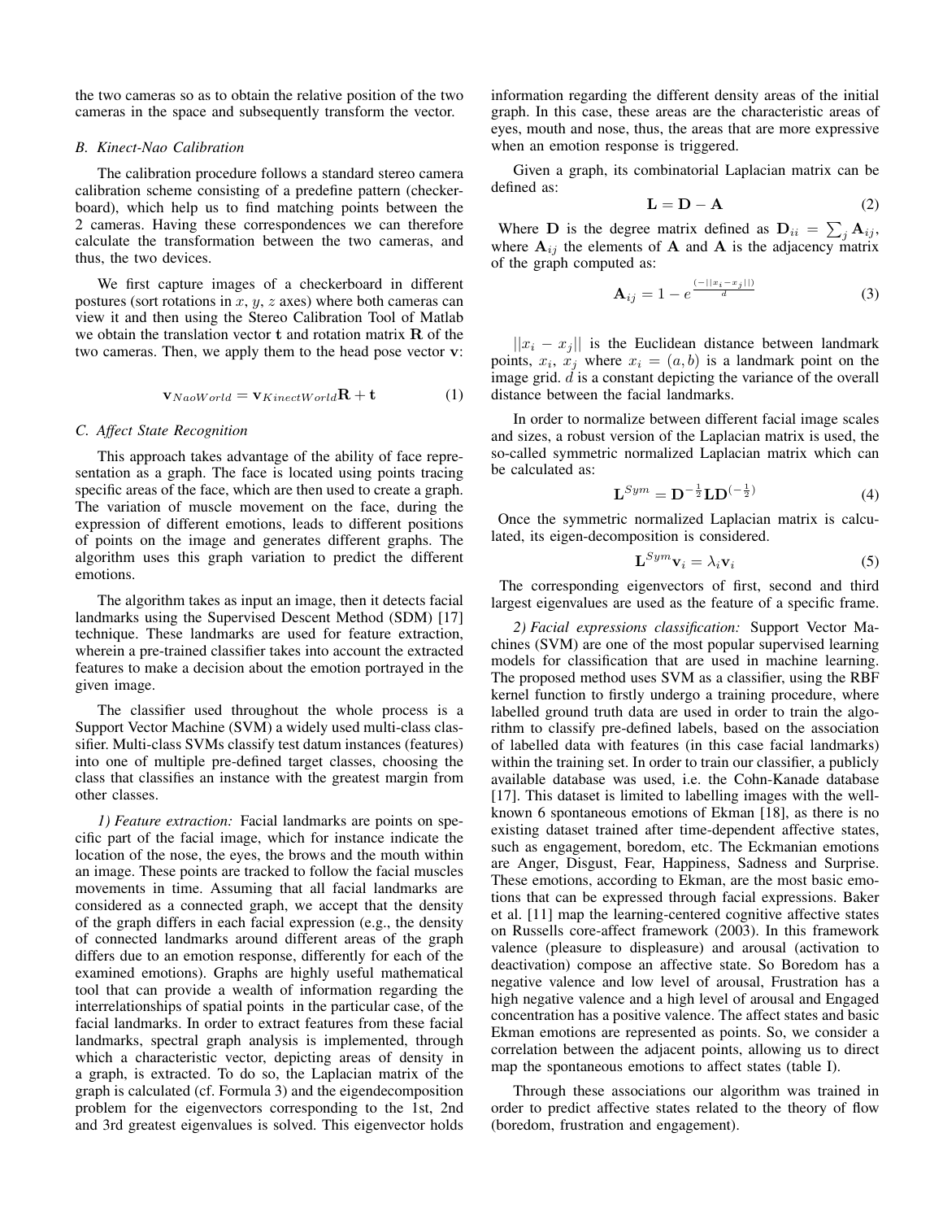the two cameras so as to obtain the relative position of the two cameras in the space and subsequently transform the vector.

### B. Kinect-Nao Calibration

The calibration procedure follows a standard stereo camera calibration scheme consisting of a predefine pattern (checkerboard), which help us to find matching points between the 2 cameras. Having these correspondences we can therefore calculate the transformation between the two cameras, and thus, the two devices.

We first capture images of a checkerboard in different postures (sort rotations in $x$, $y$, $z$ axes) where both cameras can view it and then using the Stereo Calibration Tool of Matlab we obtain the translation vector $\mathbf{t}$ and rotation matrix $\mathbf{R}$ of the two cameras. Then, we apply them to the head pose vector $\mathbf{v}$:

$$\mathbf{v}_{NaoWorld} = \mathbf{v}_{KinectWorld}\mathbf{R} + \mathbf{t} \tag{1}$$

### C. Affect State Recognition

This approach takes advantage of the ability of face representation as a graph. The face is located using points tracing specific areas of the face, which are then used to create a graph. The variation of muscle movement on the face, during the expression of different emotions, leads to different positions of points on the image and generates different graphs. The algorithm uses this graph variation to predict the different emotions.

The algorithm takes as input an image, then it detects facial landmarks using the Supervised Descent Method (SDM) [17] technique. These landmarks are used for feature extraction, wherein a pre-trained classifier takes into account the extracted features to make a decision about the emotion portrayed in the given image.

The classifier used throughout the whole process is a Support Vector Machine (SVM) a widely used multi-class classifier. Multi-class SVMs classify test datum instances (features) into one of multiple pre-defined target classes, choosing the class that classifies an instance with the greatest margin from other classes.

*1) Feature extraction:* Facial landmarks are points on specific part of the facial image, which for instance indicate the location of the nose, the eyes, the brows and the mouth within an image. These points are tracked to follow the facial muscles movements in time. Assuming that all facial landmarks are considered as a connected graph, we accept that the density of the graph differs in each facial expression (e.g., the density of connected landmarks around different areas of the graph differs due to an emotion response, differently for each of the examined emotions). Graphs are highly useful mathematical tool that can provide a wealth of information regarding the interrelationships of spatial points in the particular case, of the facial landmarks. In order to extract features from these facial landmarks, spectral graph analysis is implemented, through which a characteristic vector, depicting areas of density in a graph, is extracted. To do so, the Laplacian matrix of the graph is calculated (cf. Formula 3) and the eigendecomposition problem for the eigenvectors corresponding to the 1st, 2nd and 3rd greatest eigenvalues is solved. This eigenvector holds information regarding the different density areas of the initial graph. In this case, these areas are the characteristic areas of eyes, mouth and nose, thus, the areas that are more expressive when an emotion response is triggered.

Given a graph, its combinatorial Laplacian matrix can be defined as:

$$\mathbf{L} = \mathbf{D} - \mathbf{A} \tag{2}$$

Where $\mathbf{D}$ is the degree matrix defined as $\mathbf{D}_{ii} = \sum_j \mathbf{A}_{ij}$, where $\mathbf{A}_{ij}$ the elements of $\mathbf{A}$ and $\mathbf{A}$ is the adjacency matrix of the graph computed as:

$$\mathbf{A}_{ij} = 1 - e^{\frac{(-||x_i - x_j||)}{d}} \tag{3}$$

$||x_i - x_j||$ is the Euclidean distance between landmark points, $x_i$, $x_j$ where $x_i = (a, b)$ is a landmark point on the image grid. $d$ is a constant depicting the variance of the overall distance between the facial landmarks.

In order to normalize between different facial image scales and sizes, a robust version of the Laplacian matrix is used, the so-called symmetric normalized Laplacian matrix which can be calculated as:

$$\mathbf{L}^{Sym} = \mathbf{D}^{-\frac{1}{2}}\mathbf{L}\mathbf{D}^{(-\frac{1}{2})} \tag{4}$$

Once the symmetric normalized Laplacian matrix is calculated, its eigen-decomposition is considered.

$$\mathbf{L}^{Sym}\mathbf{v}_i = \lambda_i \mathbf{v}_i \tag{5}$$

The corresponding eigenvectors of first, second and third largest eigenvalues are used as the feature of a specific frame.

*2) Facial expressions classification:* Support Vector Machines (SVM) are one of the most popular supervised learning models for classification that are used in machine learning. The proposed method uses SVM as a classifier, using the RBF kernel function to firstly undergo a training procedure, where labelled ground truth data are used in order to train the algorithm to classify pre-defined labels, based on the association of labelled data with features (in this case facial landmarks) within the training set. In order to train our classifier, a publicly available database was used, i.e. the Cohn-Kanade database [17]. This dataset is limited to labelling images with the well-known 6 spontaneous emotions of Ekman [18], as there is no existing dataset trained after time-dependent affective states, such as engagement, boredom, etc. The Eckmanian emotions are Anger, Disgust, Fear, Happiness, Sadness and Surprise. These emotions, according to Ekman, are the most basic emotions that can be expressed through facial expressions. Baker et al. [11] map the learning-centered cognitive affective states on Russells core-affect framework (2003). In this framework valence (pleasure to displeasure) and arousal (activation to deactivation) compose an affective state. So Boredom has a negative valence and low level of arousal, Frustration has a high negative valence and a high level of arousal and Engaged concentration has a positive valence. The affect states and basic Ekman emotions are represented as points. So, we consider a correlation between the adjacent points, allowing us to direct map the spontaneous emotions to affect states (table I).

Through these associations our algorithm was trained in order to predict affective states related to the theory of flow (boredom, frustration and engagement).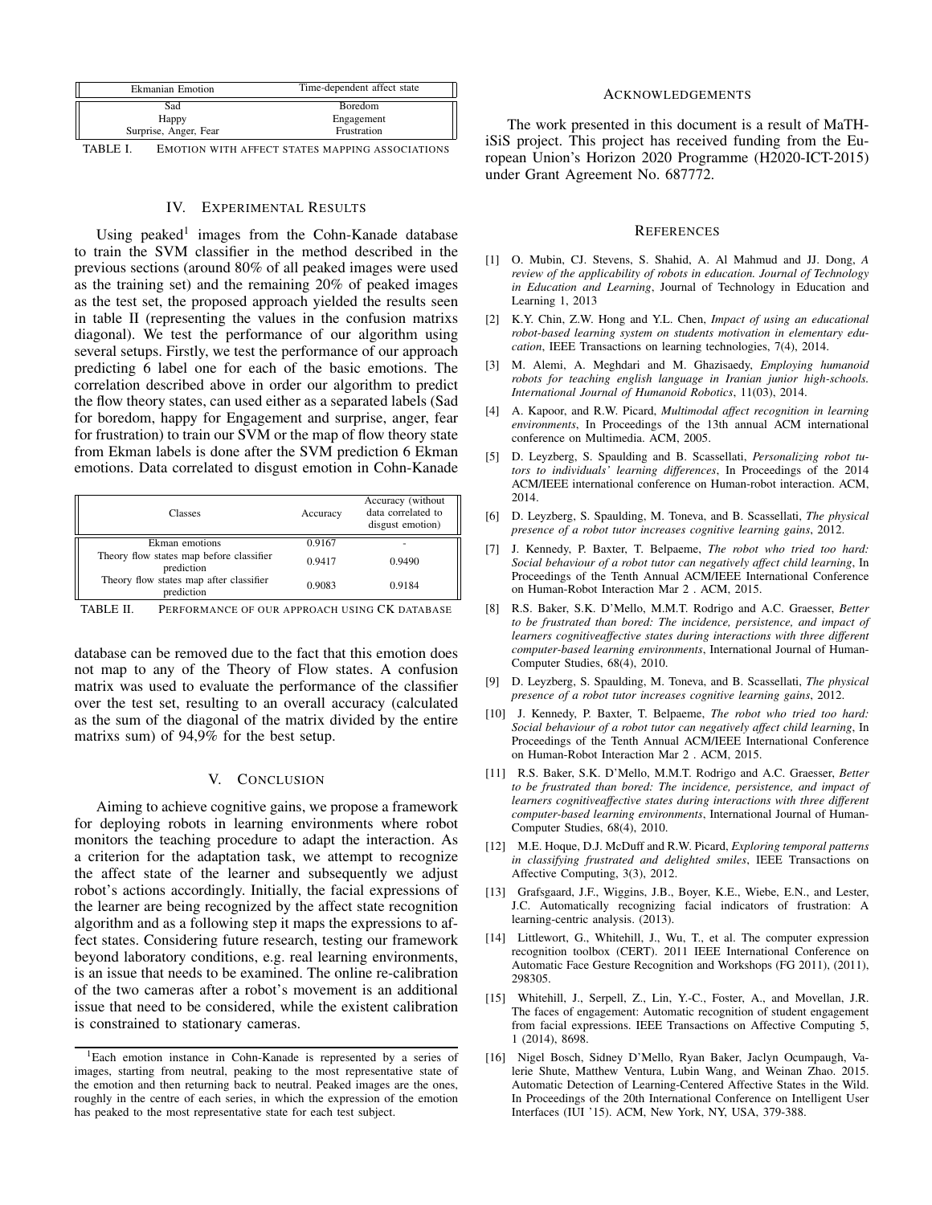| Ekmanian Emotion | Time-dependent affect state |
|---|---|
| Sad | Boredom |
| Happy | Engagement |
| Surprise, Anger, Fear | Frustration |

TABLE I. Emotion with affect states mapping associations

## IV. Experimental Results

Using peaked[1] images from the Cohn-Kanade database to train the SVM classifier in the method described in the previous sections (around 80% of all peaked images were used as the training set) and the remaining 20% of peaked images as the test set, the proposed approach yielded the results seen in table II (representing the values in the confusion matrixs diagonal). We test the performance of our algorithm using several setups. Firstly, we test the performance of our approach predicting 6 label one for each of the basic emotions. The correlation described above in order our algorithm to predict the flow theory states, can used either as a separated labels (Sad for boredom, happy for Engagement and surprise, anger, fear for frustration) to train our SVM or the map of flow theory state from Ekman labels is done after the SVM prediction 6 Ekman emotions. Data correlated to disgust emotion in Cohn-Kanade database can be removed due to the fact that this emotion does not map to any of the Theory of Flow states. A confusion matrix was used to evaluate the performance of the classifier over the test set, resulting to an overall accuracy (calculated as the sum of the diagonal of the matrix divided by the entire matrixs sum) of 94,9% for the best setup.

| Classes | Accuracy | Accuracy (without data correlated to disgust emotion) |
|---|---|---|
| Ekman emotions | 0.9167 | - |
| Theory flow states map before classifier prediction | 0.9417 | 0.9490 |
| Theory flow states map after classifier prediction | 0.9083 | 0.9184 |

TABLE II. Performance of our approach using CK database

## V. Conclusion

Aiming to achieve cognitive gains, we propose a framework for deploying robots in learning environments where robot monitors the teaching procedure to adapt the interaction. As a criterion for the adaptation task, we attempt to recognize the affect state of the learner and subsequently we adjust robot's actions accordingly. Initially, the facial expressions of the learner are being recognized by the affect state recognition algorithm and as a following step it maps the expressions to affect states. Considering future research, testing our framework beyond laboratory conditions, e.g. real learning environments, is an issue that needs to be examined. The online re-calibration of the two cameras after a robot's movement is an additional issue that need to be considered, while the existent calibration is constrained to stationary cameras.

[1] Each emotion instance in Cohn-Kanade is represented by a series of images, starting from neutral, peaking to the most representative state of the emotion and then returning back to neutral. Peaked images are the ones, roughly in the centre of each series, in which the expression of the emotion has peaked to the most representative state for each test subject.

## Acknowledgements

The work presented in this document is a result of MaTHiSiS project. This project has received funding from the European Union's Horizon 2020 Programme (H2020-ICT-2015) under Grant Agreement No. 687772.

## References

[1] O. Mubin, CJ. Stevens, S. Shahid, A. Al Mahmud and JJ. Dong, *A review of the applicability of robots in education. Journal of Technology in Education and Learning*, Journal of Technology in Education and Learning 1, 2013

[2] K.Y. Chin, Z.W. Hong and Y.L. Chen, *Impact of using an educational robot-based learning system on students motivation in elementary education*, IEEE Transactions on learning technologies, 7(4), 2014.

[3] M. Alemi, A. Meghdari and M. Ghazisaedy, *Employing humanoid robots for teaching english language in Iranian junior high-schools. International Journal of Humanoid Robotics*, 11(03), 2014.

[4] A. Kapoor, and R.W. Picard, *Multimodal affect recognition in learning environments*, In Proceedings of the 13th annual ACM international conference on Multimedia. ACM, 2005.

[5] D. Leyzberg, S. Spaulding and B. Scassellati, *Personalizing robot tutors to individuals' learning differences*, In Proceedings of the 2014 ACM/IEEE international conference on Human-robot interaction. ACM, 2014.

[6] D. Leyzberg, S. Spaulding, M. Toneva, and B. Scassellati, *The physical presence of a robot tutor increases cognitive learning gains*, 2012.

[7] J. Kennedy, P. Baxter, T. Belpaeme, *The robot who tried too hard: Social behaviour of a robot tutor can negatively affect child learning*, In Proceedings of the Tenth Annual ACM/IEEE International Conference on Human-Robot Interaction Mar 2 . ACM, 2015.

[8] R.S. Baker, S.K. D'Mello, M.M.T. Rodrigo and A.C. Graesser, *Better to be frustrated than bored: The incidence, persistence, and impact of learners cognitiveaffective states during interactions with three different computer-based learning environments*, International Journal of Human-Computer Studies, 68(4), 2010.

[9] D. Leyzberg, S. Spaulding, M. Toneva, and B. Scassellati, *The physical presence of a robot tutor increases cognitive learning gains*, 2012.

[10] J. Kennedy, P. Baxter, T. Belpaeme, *The robot who tried too hard: Social behaviour of a robot tutor can negatively affect child learning*, In Proceedings of the Tenth Annual ACM/IEEE International Conference on Human-Robot Interaction Mar 2 . ACM, 2015.

[11] R.S. Baker, S.K. D'Mello, M.M.T. Rodrigo and A.C. Graesser, *Better to be frustrated than bored: The incidence, persistence, and impact of learners cognitiveaffective states during interactions with three different computer-based learning environments*, International Journal of Human-Computer Studies, 68(4), 2010.

[12] M.E. Hoque, D.J. McDuff and R.W. Picard, *Exploring temporal patterns in classifying frustrated and delighted smiles*, IEEE Transactions on Affective Computing, 3(3), 2012.

[13] Grafsgaard, J.F., Wiggins, J.B., Boyer, K.E., Wiebe, E.N., and Lester, J.C. Automatically recognizing facial indicators of frustration: A learning-centric analysis. (2013).

[14] Littlewort, G., Whitehill, J., Wu, T., et al. The computer expression recognition toolbox (CERT). 2011 IEEE International Conference on Automatic Face Gesture Recognition and Workshops (FG 2011), (2011), 298305.

[15] Whitehill, J., Serpell, Z., Lin, Y.-C., Foster, A., and Movellan, J.R. The faces of engagement: Automatic recognition of student engagement from facial expressions. IEEE Transactions on Affective Computing 5, 1 (2014), 8698.

[16] Nigel Bosch, Sidney D'Mello, Ryan Baker, Jaclyn Ocumpaugh, Valerie Shute, Matthew Ventura, Lubin Wang, and Weinan Zhao. 2015. Automatic Detection of Learning-Centered Affective States in the Wild. In Proceedings of the 20th International Conference on Intelligent User Interfaces (IUI '15). ACM, New York, NY, USA, 379-388.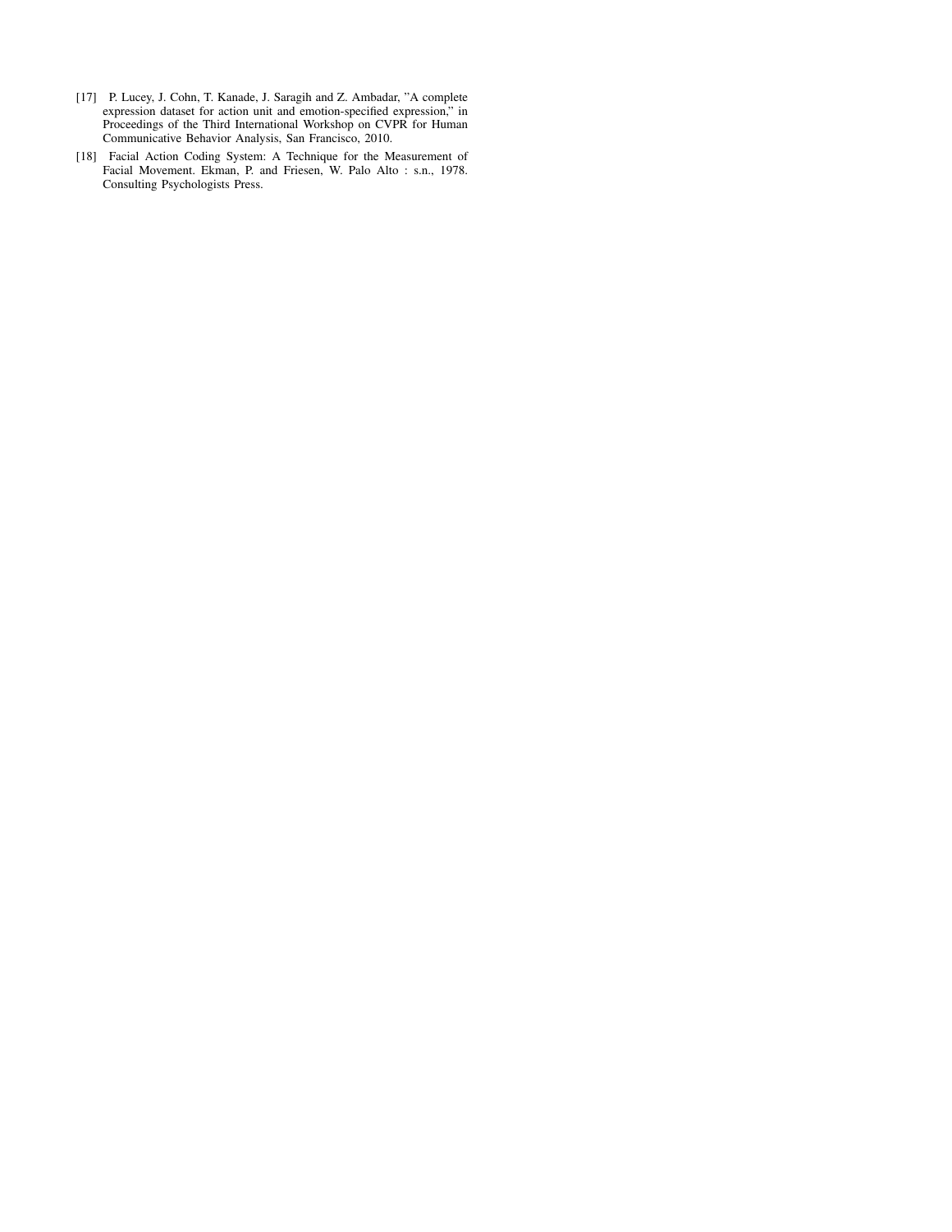[17] P. Lucey, J. Cohn, T. Kanade, J. Saragih and Z. Ambadar, ”A complete expression dataset for action unit and emotion-specified expression,” in Proceedings of the Third International Workshop on CVPR for Human Communicative Behavior Analysis, San Francisco, 2010.

[18] Facial Action Coding System: A Technique for the Measurement of Facial Movement. Ekman, P. and Friesen, W. Palo Alto : s.n., 1978. Consulting Psychologists Press.